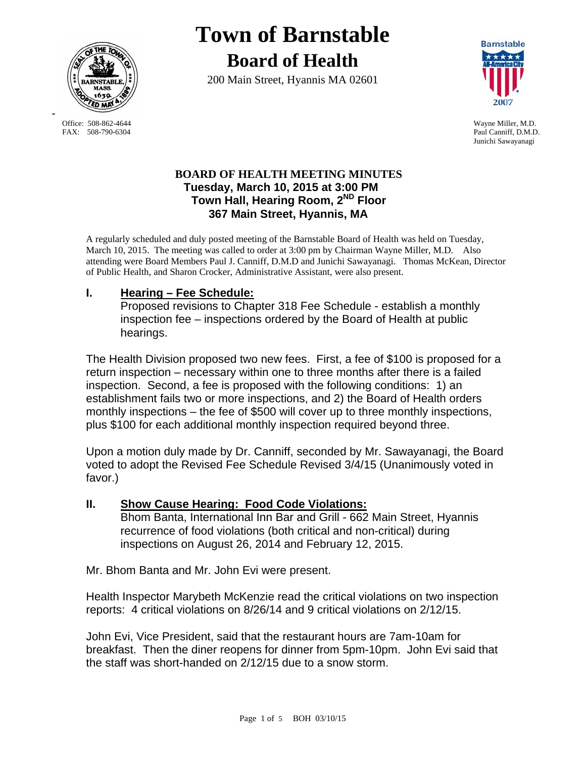# Town of Barnstable
## Board of Health

200 Main Street, Hyannis MA 02601

Office: 508-862-4644
FAX: 508-790-6304

Wayne Miller, M.D.
Paul Canniff, D.M.D.
Junichi Sawayanagi

### BOARD OF HEALTH MEETING MINUTES
**Tuesday, March 10, 2015 at 3:00 PM**
**Town Hall, Hearing Room, 2[ND] Floor**
**367 Main Street, Hyannis, MA**

A regularly scheduled and duly posted meeting of the Barnstable Board of Health was held on Tuesday, March 10, 2015. The meeting was called to order at 3:00 pm by Chairman Wayne Miller, M.D. Also attending were Board Members Paul J. Canniff, D.M.D and Junichi Sawayanagi. Thomas McKean, Director of Public Health, and Sharon Crocker, Administrative Assistant, were also present.

## I. Hearing – Fee Schedule:

Proposed revisions to Chapter 318 Fee Schedule - establish a monthly inspection fee – inspections ordered by the Board of Health at public hearings.

The Health Division proposed two new fees. First, a fee of $100 is proposed for a return inspection – necessary within one to three months after there is a failed inspection. Second, a fee is proposed with the following conditions: 1) an establishment fails two or more inspections, and 2) the Board of Health orders monthly inspections – the fee of $500 will cover up to three monthly inspections, plus $100 for each additional monthly inspection required beyond three.

Upon a motion duly made by Dr. Canniff, seconded by Mr. Sawayanagi, the Board voted to adopt the Revised Fee Schedule Revised 3/4/15 (Unanimously voted in favor.)

## II. Show Cause Hearing: Food Code Violations:

Bhom Banta, International Inn Bar and Grill - 662 Main Street, Hyannis recurrence of food violations (both critical and non-critical) during inspections on August 26, 2014 and February 12, 2015.

Mr. Bhom Banta and Mr. John Evi were present.

Health Inspector Marybeth McKenzie read the critical violations on two inspection reports: 4 critical violations on 8/26/14 and 9 critical violations on 2/12/15.

John Evi, Vice President, said that the restaurant hours are 7am-10am for breakfast. Then the diner reopens for dinner from 5pm-10pm. John Evi said that the staff was short-handed on 2/12/15 due to a snow storm.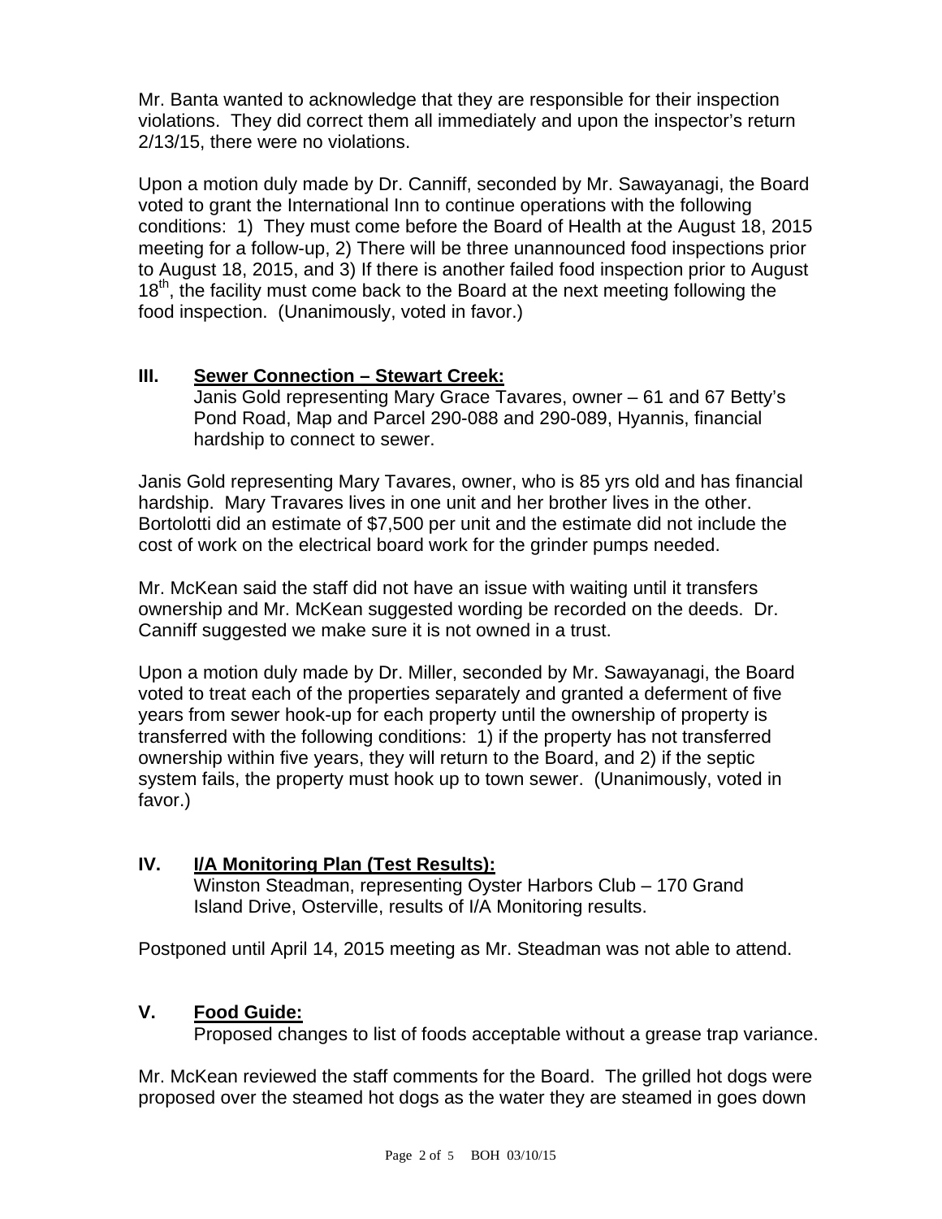Mr. Banta wanted to acknowledge that they are responsible for their inspection violations. They did correct them all immediately and upon the inspector's return 2/13/15, there were no violations.

Upon a motion duly made by Dr. Canniff, seconded by Mr. Sawayanagi, the Board voted to grant the International Inn to continue operations with the following conditions: 1) They must come before the Board of Health at the August 18, 2015 meeting for a follow-up, 2) There will be three unannounced food inspections prior to August 18, 2015, and 3) If there is another failed food inspection prior to August 18th, the facility must come back to the Board at the next meeting following the food inspection. (Unanimously, voted in favor.)

## III. Sewer Connection – Stewart Creek:

Janis Gold representing Mary Grace Tavares, owner – 61 and 67 Betty's Pond Road, Map and Parcel 290-088 and 290-089, Hyannis, financial hardship to connect to sewer.

Janis Gold representing Mary Tavares, owner, who is 85 yrs old and has financial hardship. Mary Travares lives in one unit and her brother lives in the other. Bortolotti did an estimate of $7,500 per unit and the estimate did not include the cost of work on the electrical board work for the grinder pumps needed.

Mr. McKean said the staff did not have an issue with waiting until it transfers ownership and Mr. McKean suggested wording be recorded on the deeds. Dr. Canniff suggested we make sure it is not owned in a trust.

Upon a motion duly made by Dr. Miller, seconded by Mr. Sawayanagi, the Board voted to treat each of the properties separately and granted a deferment of five years from sewer hook-up for each property until the ownership of property is transferred with the following conditions: 1) if the property has not transferred ownership within five years, they will return to the Board, and 2) if the septic system fails, the property must hook up to town sewer. (Unanimously, voted in favor.)

## IV. I/A Monitoring Plan (Test Results):

Winston Steadman, representing Oyster Harbors Club – 170 Grand Island Drive, Osterville, results of I/A Monitoring results.

Postponed until April 14, 2015 meeting as Mr. Steadman was not able to attend.

## V. Food Guide:

Proposed changes to list of foods acceptable without a grease trap variance.

Mr. McKean reviewed the staff comments for the Board. The grilled hot dogs were proposed over the steamed hot dogs as the water they are steamed in goes down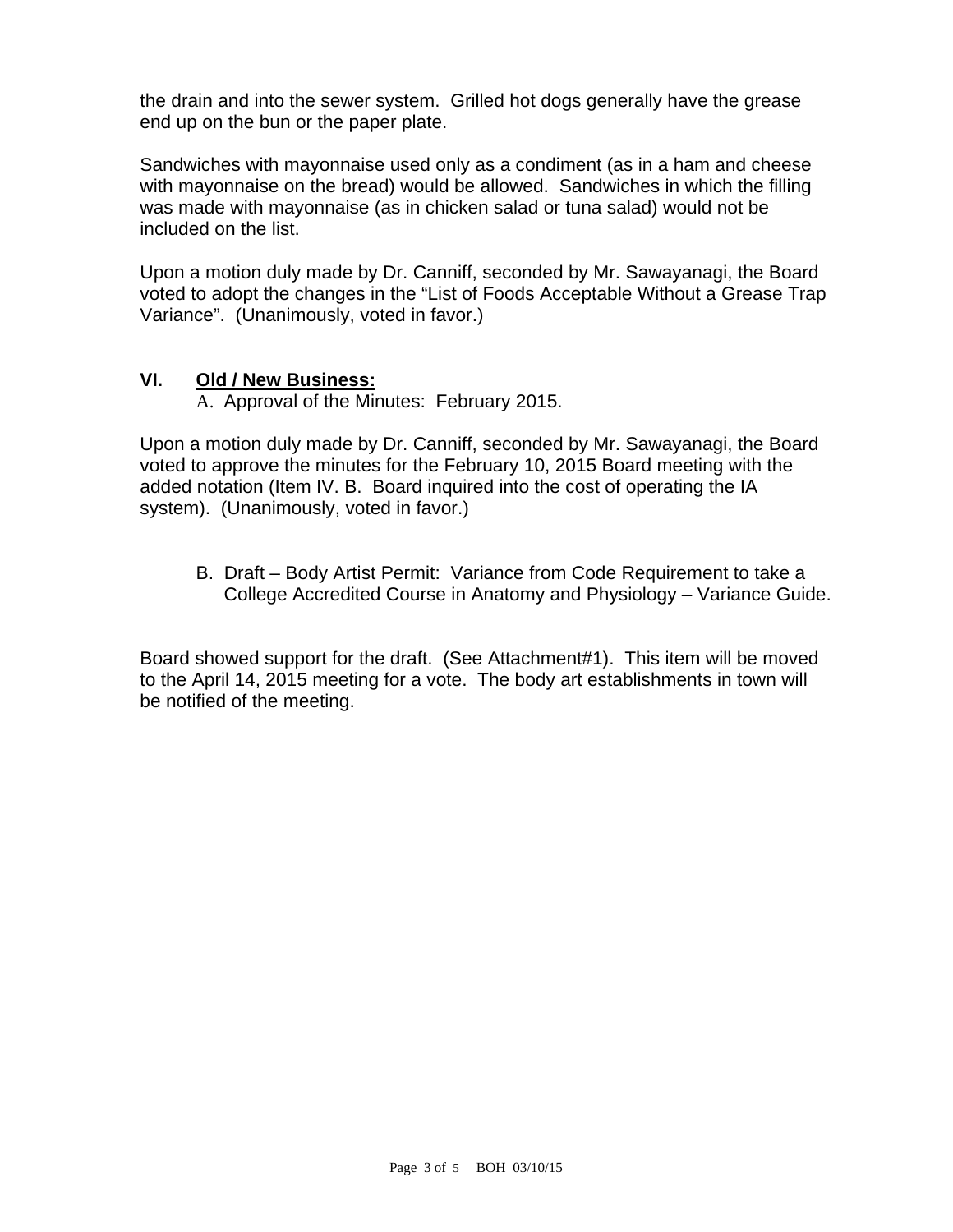the drain and into the sewer system. Grilled hot dogs generally have the grease end up on the bun or the paper plate.

Sandwiches with mayonnaise used only as a condiment (as in a ham and cheese with mayonnaise on the bread) would be allowed. Sandwiches in which the filling was made with mayonnaise (as in chicken salad or tuna salad) would not be included on the list.

Upon a motion duly made by Dr. Canniff, seconded by Mr. Sawayanagi, the Board voted to adopt the changes in the "List of Foods Acceptable Without a Grease Trap Variance". (Unanimously, voted in favor.)

## VI. Old / New Business:

A. Approval of the Minutes: February 2015.

Upon a motion duly made by Dr. Canniff, seconded by Mr. Sawayanagi, the Board voted to approve the minutes for the February 10, 2015 Board meeting with the added notation (Item IV. B. Board inquired into the cost of operating the IA system). (Unanimously, voted in favor.)

B. Draft – Body Artist Permit: Variance from Code Requirement to take a College Accredited Course in Anatomy and Physiology – Variance Guide.

Board showed support for the draft. (See Attachment#1). This item will be moved to the April 14, 2015 meeting for a vote. The body art establishments in town will be notified of the meeting.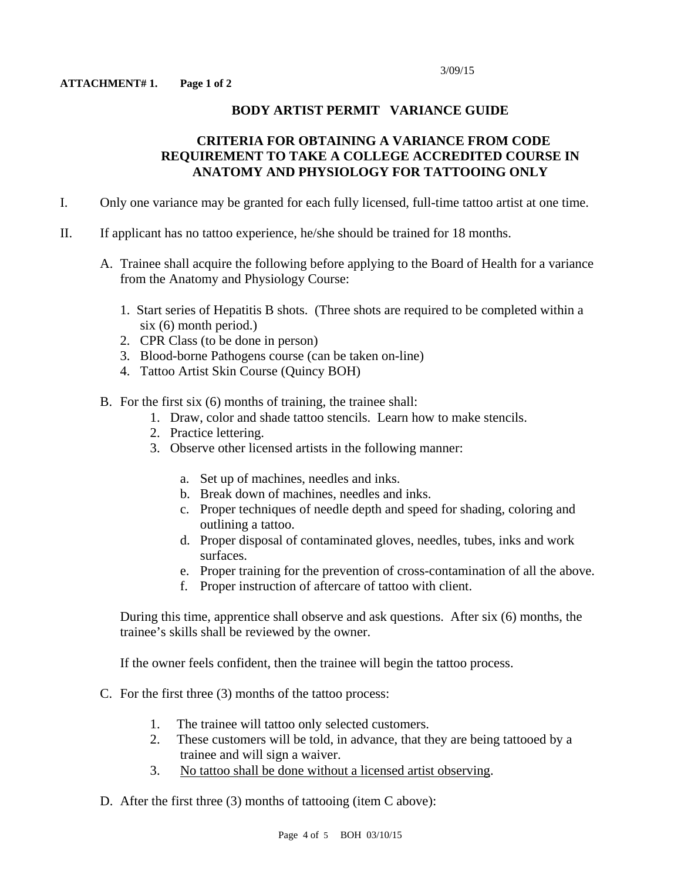3/09/15

**ATTACHMENT# 1. Page 1 of 2**

## BODY ARTIST PERMIT VARIANCE GUIDE

### CRITERIA FOR OBTAINING A VARIANCE FROM CODE REQUIREMENT TO TAKE A COLLEGE ACCREDITED COURSE IN ANATOMY AND PHYSIOLOGY FOR TATTOOING ONLY

I. Only one variance may be granted for each fully licensed, full-time tattoo artist at one time.

II. If applicant has no tattoo experience, he/she should be trained for 18 months.

A. Trainee shall acquire the following before applying to the Board of Health for a variance from the Anatomy and Physiology Course:

1. Start series of Hepatitis B shots. (Three shots are required to be completed within a six (6) month period.)
2. CPR Class (to be done in person)
3. Blood-borne Pathogens course (can be taken on-line)
4. Tattoo Artist Skin Course (Quincy BOH)

B. For the first six (6) months of training, the trainee shall:

1. Draw, color and shade tattoo stencils. Learn how to make stencils.
2. Practice lettering.
3. Observe other licensed artists in the following manner:

   a. Set up of machines, needles and inks.
   b. Break down of machines, needles and inks.
   c. Proper techniques of needle depth and speed for shading, coloring and outlining a tattoo.
   d. Proper disposal of contaminated gloves, needles, tubes, inks and work surfaces.
   e. Proper training for the prevention of cross-contamination of all the above.
   f. Proper instruction of aftercare of tattoo with client.

During this time, apprentice shall observe and ask questions. After six (6) months, the trainee's skills shall be reviewed by the owner.

If the owner feels confident, then the trainee will begin the tattoo process.

C. For the first three (3) months of the tattoo process:

1. The trainee will tattoo only selected customers.
2. These customers will be told, in advance, that they are being tattooed by a trainee and will sign a waiver.
3. <u>No tattoo shall be done without a licensed artist observing</u>.

D. After the first three (3) months of tattooing (item C above):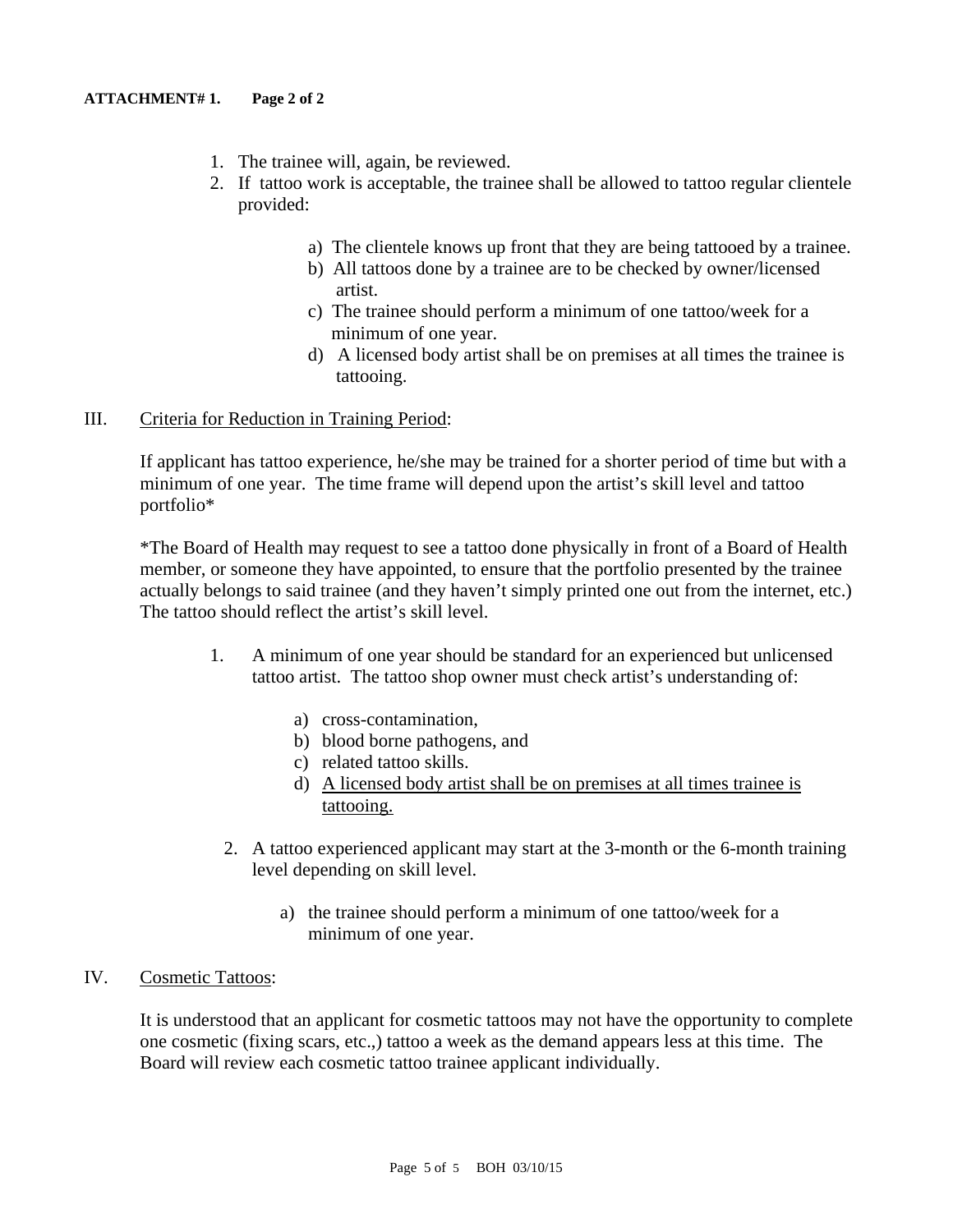**ATTACHMENT# 1. Page 2 of 2**

1. The trainee will, again, be reviewed.
2. If tattoo work is acceptable, the trainee shall be allowed to tattoo regular clientele provided:

   a) The clientele knows up front that they are being tattooed by a trainee.
   b) All tattoos done by a trainee are to be checked by owner/licensed artist.
   c) The trainee should perform a minimum of one tattoo/week for a minimum of one year.
   d) A licensed body artist shall be on premises at all times the trainee is tattooing.

III. Criteria for Reduction in Training Period:

If applicant has tattoo experience, he/she may be trained for a shorter period of time but with a minimum of one year. The time frame will depend upon the artist's skill level and tattoo portfolio*

*The Board of Health may request to see a tattoo done physically in front of a Board of Health member, or someone they have appointed, to ensure that the portfolio presented by the trainee actually belongs to said trainee (and they haven't simply printed one out from the internet, etc.) The tattoo should reflect the artist's skill level.

1. A minimum of one year should be standard for an experienced but unlicensed tattoo artist. The tattoo shop owner must check artist's understanding of:

   a) cross-contamination,
   b) blood borne pathogens, and
   c) related tattoo skills.
   d) A licensed body artist shall be on premises at all times trainee is tattooing.

2. A tattoo experienced applicant may start at the 3-month or the 6-month training level depending on skill level.

   a) the trainee should perform a minimum of one tattoo/week for a minimum of one year.

IV. Cosmetic Tattoos:

It is understood that an applicant for cosmetic tattoos may not have the opportunity to complete one cosmetic (fixing scars, etc.,) tattoo a week as the demand appears less at this time. The Board will review each cosmetic tattoo trainee applicant individually.